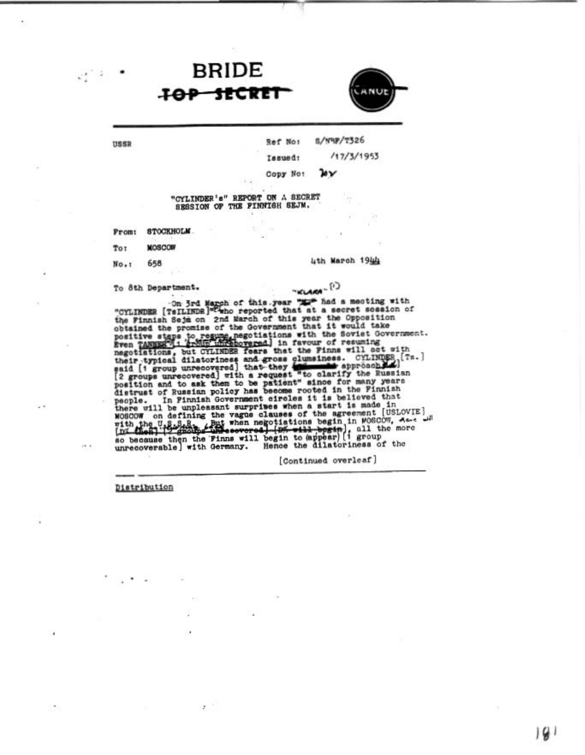# BRIDE

~~TOP SECRET~~

CANOE

USSR

Ref No: S/NBF/T326

Issued: /17/3/1953

Copy No: 

"CYLINDER's" REPORT ON A SECRET SESSION OF THE FINNISH SEJM.

From: STOCKHOLM

To: MOSCOW

No.: 658

4th March 1944

To 8th Department.

On 3rd March of this year "KLARA"(?) had a meeting with "CYLINDER [TsILINDR]" who reported that at a secret session of the Finnish Sejm on 2nd March of this year the Opposition obtained the promise of the Government that it would take positive steps to resume negotiations with the Soviet Government. Even TANNER [1 group unrecovered] in favour of resuming negotiations, but CYLINDER fears that the Finns will act with their typical dilatoriness and gross clumsiness. CYLINDER [Ts.] said [1 group unrecovered] that they [ ] approach [ ] [2 groups unrecovered] with a request "to clarify the Russian position and to ask them to be patient" since for many years distrust of Russian policy has become rooted in the Finnish people. In Finnish Government circles it is believed that there will be unpleasant surprises when a start is made in MOSCOW on defining the vague clauses of the agreement [USLOVIE] with the U.S.S.R. But when negotiations begin in MOSCOW, there will ~~[of them] [2 groups unrecovered] [D% will begin]~~, all the more so because then the Finns will begin to (appear) [1 group unrecoverable] with Germany. Hence the dilatoriness of the

[Continued overleaf]

Distribution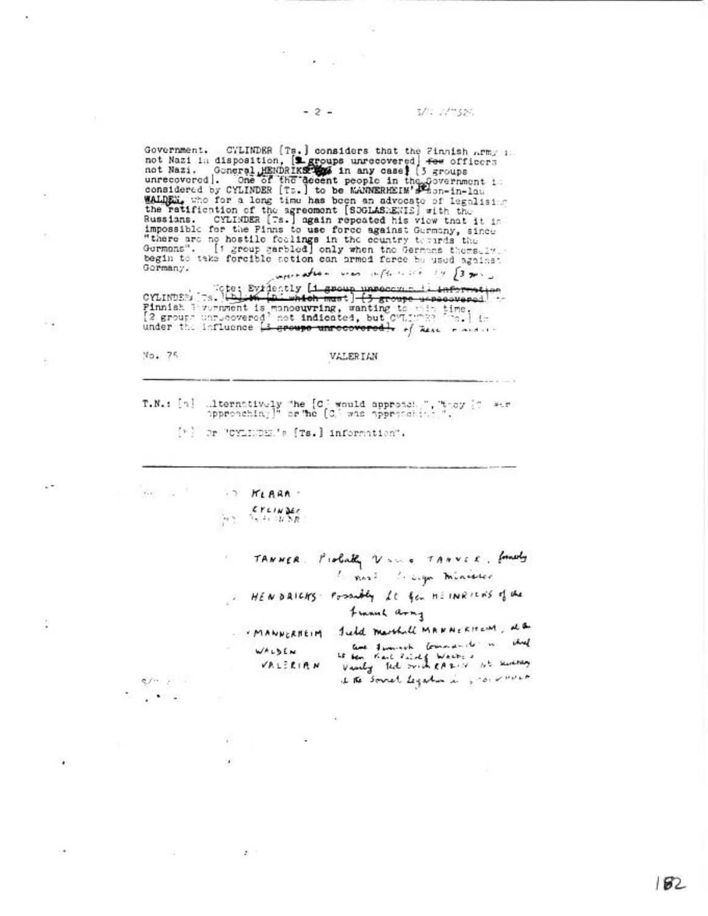Government. CYLINDER [Ts.] considers that the Finnish army is not Nazi in disposition, [1 groups unrecovered] few officers not Nazi. General HENDRIKS in any case [3 groups unrecovered]. One of the decent people in the Government is considered by CYLINDER [Ts.] to be MANNERHEIM's son-in-law WALDEN, who for a long time has been an advocate of legalising the ratification of the agreement [SOGLASHENIE] with the Russians. CYLINDER [Ts.] again repeated his view that it is impossible for the Finns to use force against Germany, since "there are no hostile feelings in the country towards the Germans". [1 group garbled] only when the Germans themselves begin to take forcible action can armed force be used against Germany.

Note: Evidently [1 group unrecovered] information [3 groups] CYLINDER [Ts.] [b] [D] which must [3 groups unrecovered] to Finnish Government is manoeuvring, wanting to gain time. [2 groups unrecovered] not indicated, but CYLINDER [Ts.] is under the influence [3 groups unrecovered] of ...

No. 75 VALERIAN

---

T.N.: [a] Alternatively "he [C] would approach", "they [C] were approaching]" or "he [C] was approaching".

[b] Or "CYLINDER's [Ts.] information".

---

KLARA
CYLINDER

TANNER Probably Vaino TANNER, formerly Finnish Foreign Minister

HENDRICKS Possibly Lt Gen HEINRICKS of the Finnish Army

MANNERHEIM Field Marshall MANNERHEIM, at the time Finnish Commander-in-chief

WALDEN Lt Gen Karl Rudolf WALDEN

VALERIAN Vasily Ivanovich RAZIN, 1st Secretary of the Soviet Legation in Stockholm